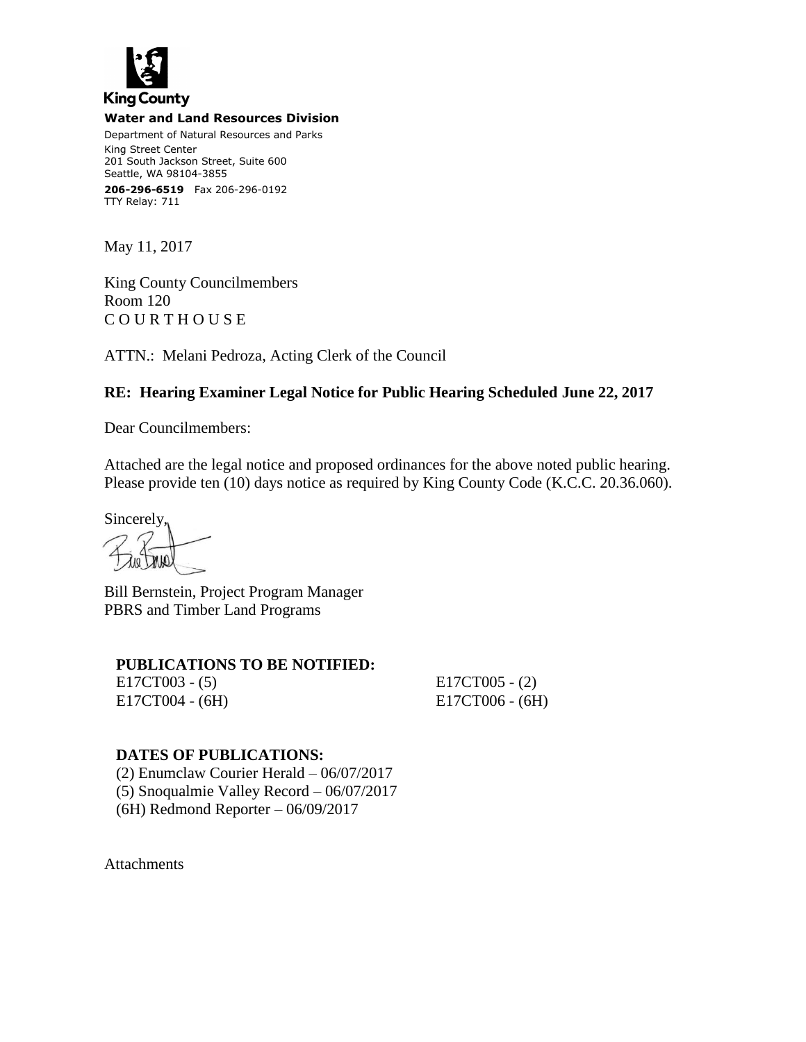King County

**Water and Land Resources Division**

Department of Natural Resources and Parks
King Street Center
201 South Jackson Street, Suite 600
Seattle, WA 98104-3855

**206-296-6519** Fax 206-296-0192
TTY Relay: 711

May 11, 2017

King County Councilmembers
Room 120
C O U R T H O U S E

ATTN.: Melani Pedroza, Acting Clerk of the Council

**RE: Hearing Examiner Legal Notice for Public Hearing Scheduled June 22, 2017**

Dear Councilmembers:

Attached are the legal notice and proposed ordinances for the above noted public hearing. Please provide ten (10) days notice as required by King County Code (K.C.C. 20.36.060).

Sincerely,

Bill Bernstein, Project Program Manager
PBRS and Timber Land Programs

**PUBLICATIONS TO BE NOTIFIED:**

E17CT003 - (5)
E17CT004 - (6H)
E17CT005 - (2)
E17CT006 - (6H)

**DATES OF PUBLICATIONS:**

(2) Enumclaw Courier Herald – 06/07/2017
(5) Snoqualmie Valley Record – 06/07/2017
(6H) Redmond Reporter – 06/09/2017

Attachments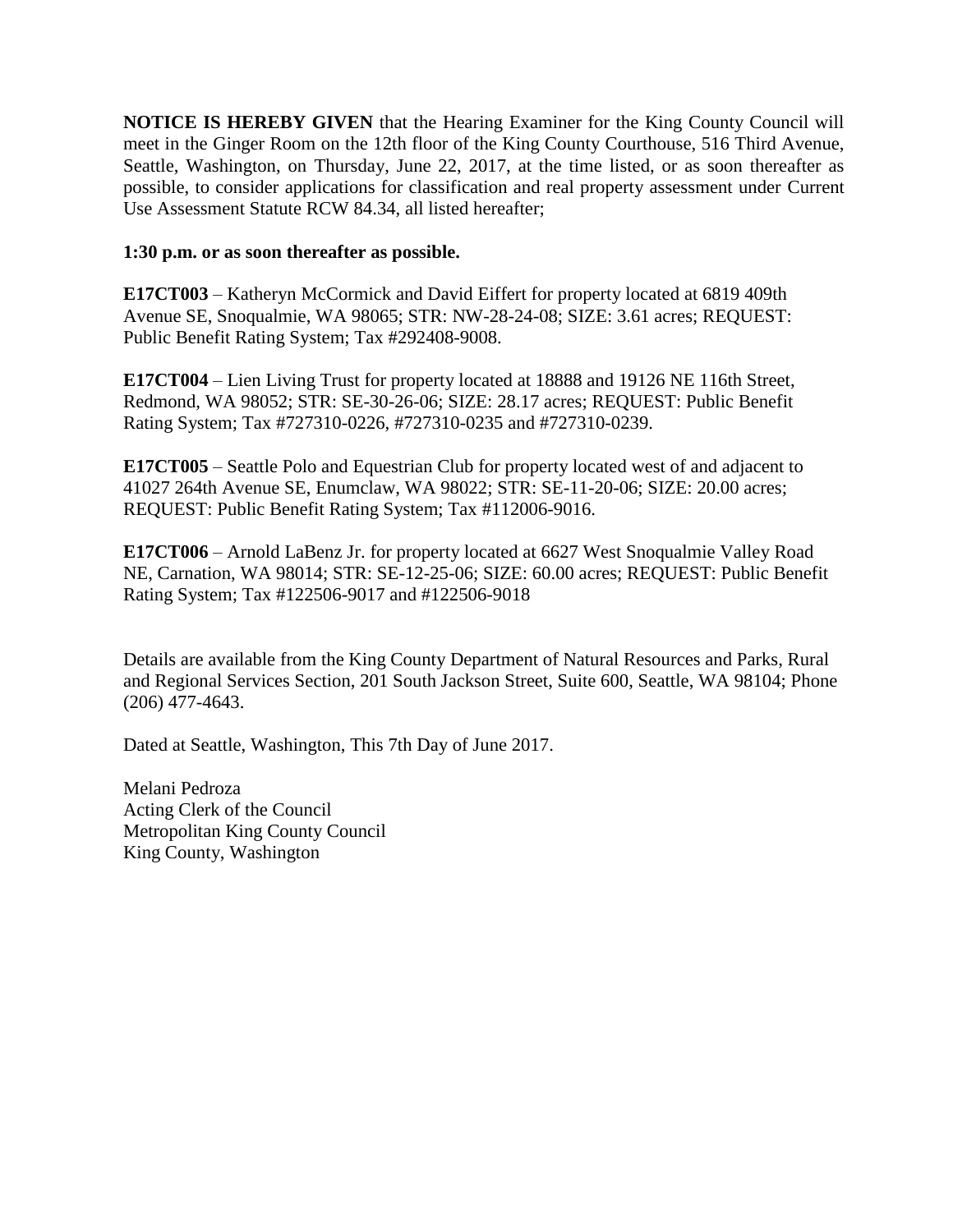**NOTICE IS HEREBY GIVEN** that the Hearing Examiner for the King County Council will meet in the Ginger Room on the 12th floor of the King County Courthouse, 516 Third Avenue, Seattle, Washington, on Thursday, June 22, 2017, at the time listed, or as soon thereafter as possible, to consider applications for classification and real property assessment under Current Use Assessment Statute RCW 84.34, all listed hereafter;

**1:30 p.m. or as soon thereafter as possible.**

**E17CT003** – Katheryn McCormick and David Eiffert for property located at 6819 409th Avenue SE, Snoqualmie, WA 98065; STR: NW-28-24-08; SIZE: 3.61 acres; REQUEST: Public Benefit Rating System; Tax #292408-9008.

**E17CT004** – Lien Living Trust for property located at 18888 and 19126 NE 116th Street, Redmond, WA 98052; STR: SE-30-26-06; SIZE: 28.17 acres; REQUEST: Public Benefit Rating System; Tax #727310-0226, #727310-0235 and #727310-0239.

**E17CT005** – Seattle Polo and Equestrian Club for property located west of and adjacent to 41027 264th Avenue SE, Enumclaw, WA 98022; STR: SE-11-20-06; SIZE: 20.00 acres; REQUEST: Public Benefit Rating System; Tax #112006-9016.

**E17CT006** – Arnold LaBenz Jr. for property located at 6627 West Snoqualmie Valley Road NE, Carnation, WA 98014; STR: SE-12-25-06; SIZE: 60.00 acres; REQUEST: Public Benefit Rating System; Tax #122506-9017 and #122506-9018

Details are available from the King County Department of Natural Resources and Parks, Rural and Regional Services Section, 201 South Jackson Street, Suite 600, Seattle, WA 98104; Phone (206) 477-4643.

Dated at Seattle, Washington, This 7th Day of June 2017.

Melani Pedroza
Acting Clerk of the Council
Metropolitan King County Council
King County, Washington